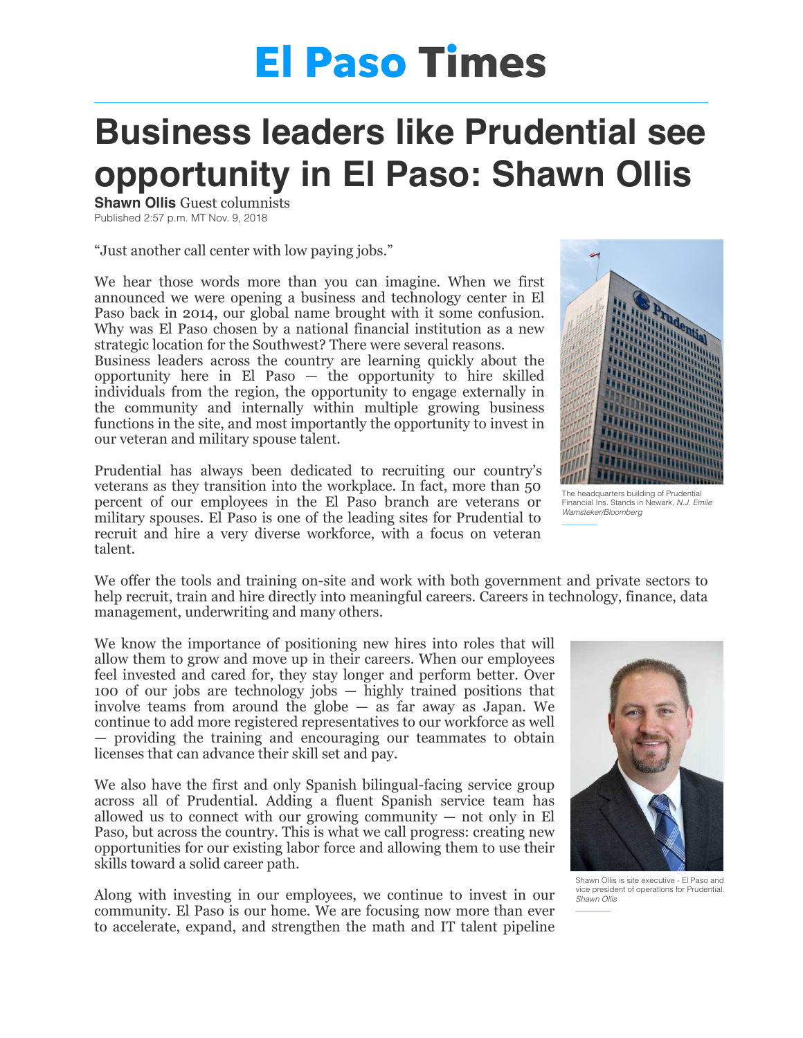# El Paso Times

# Business leaders like Prudential see opportunity in El Paso: Shawn Ollis

**Shawn Ollis** Guest columnists
Published 2:57 p.m. MT Nov. 9, 2018

"Just another call center with low paying jobs."

We hear those words more than you can imagine. When we first announced we were opening a business and technology center in El Paso back in 2014, our global name brought with it some confusion. Why was El Paso chosen by a national financial institution as a new strategic location for the Southwest? There were several reasons.
Business leaders across the country are learning quickly about the opportunity here in El Paso — the opportunity to hire skilled individuals from the region, the opportunity to engage externally in the community and internally within multiple growing business functions in the site, and most importantly the opportunity to invest in our veteran and military spouse talent.

The headquarters building of Prudential Financial Ins. Stands in Newark, *N.J. Emile Wamsteker/Bloomberg*

Prudential has always been dedicated to recruiting our country's veterans as they transition into the workplace. In fact, more than 50 percent of our employees in the El Paso branch are veterans or military spouses. El Paso is one of the leading sites for Prudential to recruit and hire a very diverse workforce, with a focus on veteran talent.

We offer the tools and training on-site and work with both government and private sectors to help recruit, train and hire directly into meaningful careers. Careers in technology, finance, data management, underwriting and many others.

We know the importance of positioning new hires into roles that will allow them to grow and move up in their careers. When our employees feel invested and cared for, they stay longer and perform better. Over 100 of our jobs are technology jobs — highly trained positions that involve teams from around the globe — as far away as Japan. We continue to add more registered representatives to our workforce as well — providing the training and encouraging our teammates to obtain licenses that can advance their skill set and pay.

We also have the first and only Spanish bilingual-facing service group across all of Prudential. Adding a fluent Spanish service team has allowed us to connect with our growing community — not only in El Paso, but across the country. This is what we call progress: creating new opportunities for our existing labor force and allowing them to use their skills toward a solid career path.

Shawn Ollis is site executive - El Paso and vice president of operations for Prudential. *Shawn Ollis*

Along with investing in our employees, we continue to invest in our community. El Paso is our home. We are focusing now more than ever to accelerate, expand, and strengthen the math and IT talent pipeline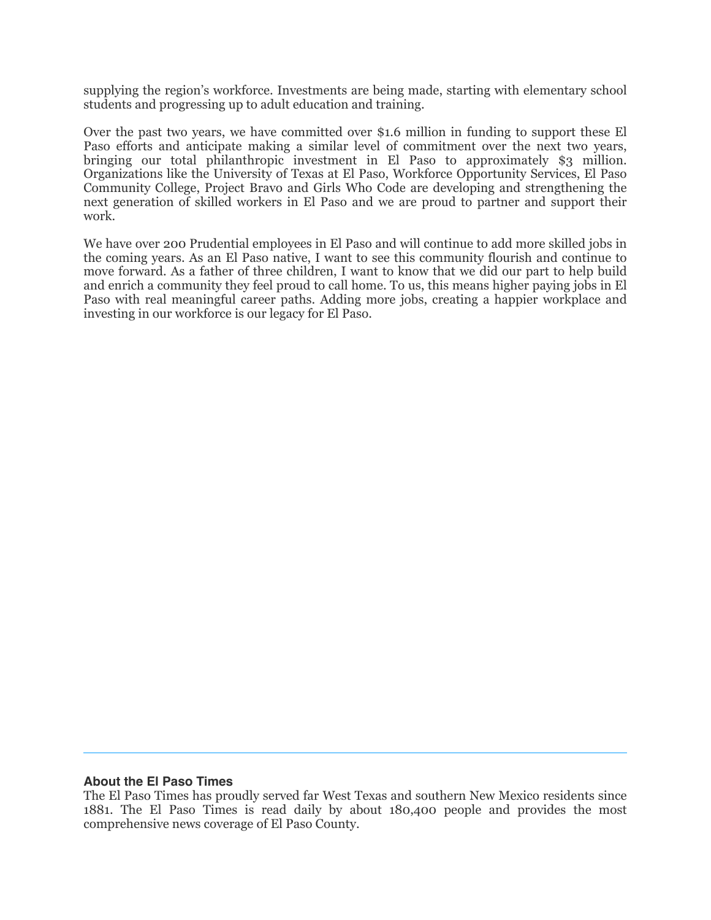supplying the region's workforce. Investments are being made, starting with elementary school students and progressing up to adult education and training.

Over the past two years, we have committed over $1.6 million in funding to support these El Paso efforts and anticipate making a similar level of commitment over the next two years, bringing our total philanthropic investment in El Paso to approximately $3 million. Organizations like the University of Texas at El Paso, Workforce Opportunity Services, El Paso Community College, Project Bravo and Girls Who Code are developing and strengthening the next generation of skilled workers in El Paso and we are proud to partner and support their work.

We have over 200 Prudential employees in El Paso and will continue to add more skilled jobs in the coming years. As an El Paso native, I want to see this community flourish and continue to move forward. As a father of three children, I want to know that we did our part to help build and enrich a community they feel proud to call home. To us, this means higher paying jobs in El Paso with real meaningful career paths. Adding more jobs, creating a happier workplace and investing in our workforce is our legacy for El Paso.

---

**About the El Paso Times**

The El Paso Times has proudly served far West Texas and southern New Mexico residents since 1881. The El Paso Times is read daily by about 180,400 people and provides the most comprehensive news coverage of El Paso County.